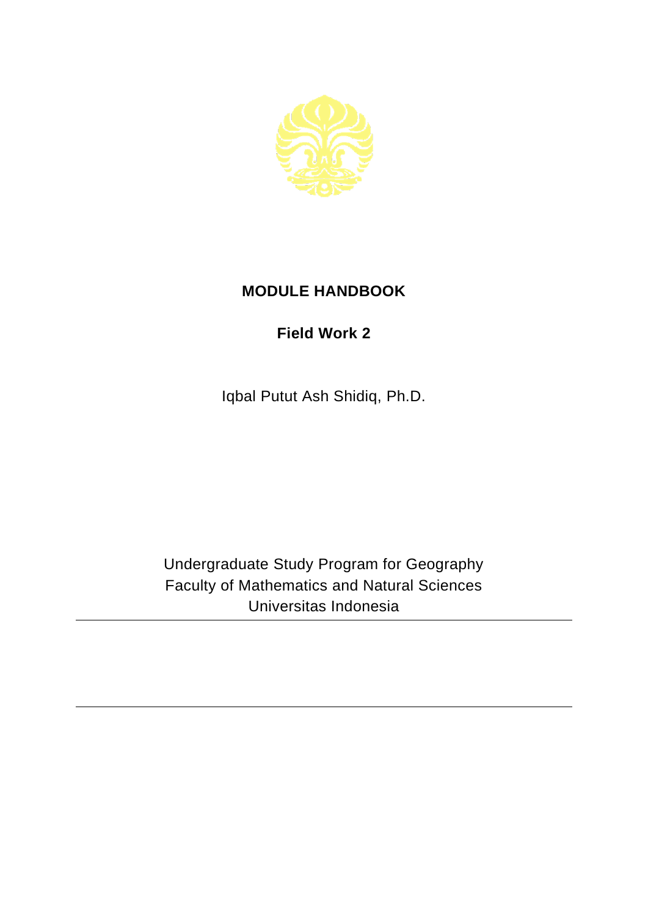# MODULE HANDBOOK

## Field Work 2

Iqbal Putut Ash Shidiq, Ph.D.

Undergraduate Study Program for Geography
Faculty of Mathematics and Natural Sciences
Universitas Indonesia

---

---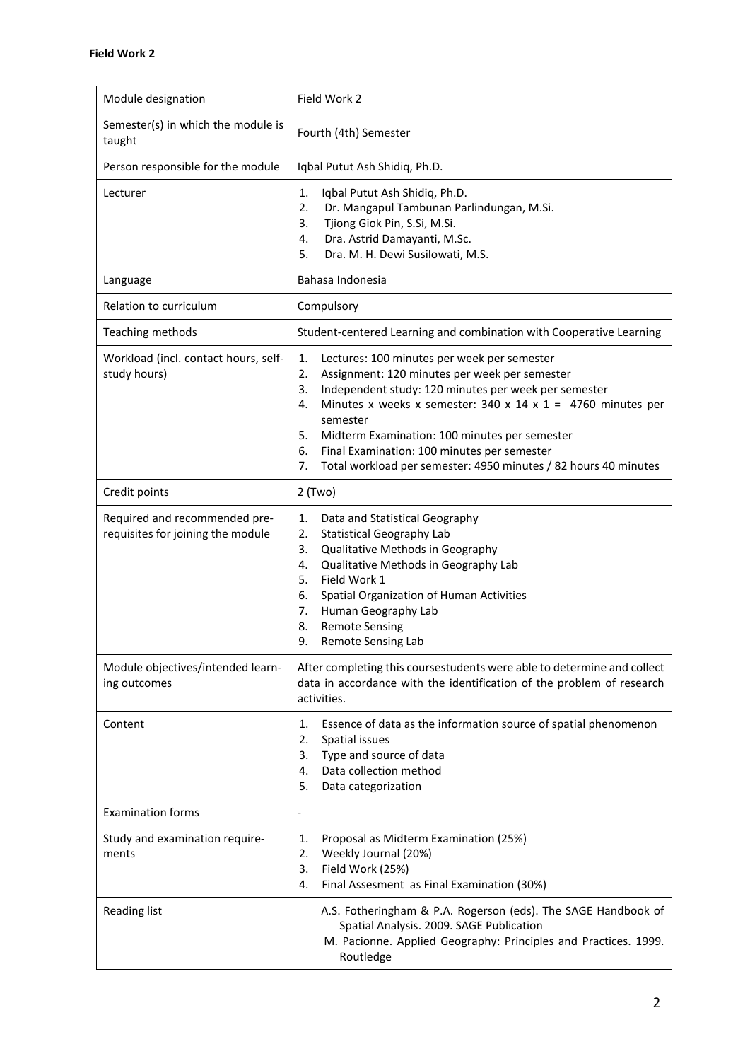**Field Work 2**

| | |
|---|---|
| Module designation | Field Work 2 |
| Semester(s) in which the module is taught | Fourth (4th) Semester |
| Person responsible for the module | Iqbal Putut Ash Shidiq, Ph.D. |
| Lecturer | 1. Iqbal Putut Ash Shidiq, Ph.D.<br>2. Dr. Mangapul Tambunan Parlindungan, M.Si.<br>3. Tjiong Giok Pin, S.Si, M.Si.<br>4. Dra. Astrid Damayanti, M.Sc.<br>5. Dra. M. H. Dewi Susilowati, M.S. |
| Language | Bahasa Indonesia |
| Relation to curriculum | Compulsory |
| Teaching methods | Student-centered Learning and combination with Cooperative Learning |
| Workload (incl. contact hours, self-study hours) | 1. Lectures: 100 minutes per week per semester<br>2. Assignment: 120 minutes per week per semester<br>3. Independent study: 120 minutes per week per semester<br>4. Minutes x weeks x semester: 340 x 14 x 1 = 4760 minutes per semester<br>5. Midterm Examination: 100 minutes per semester<br>6. Final Examination: 100 minutes per semester<br>7. Total workload per semester: 4950 minutes / 82 hours 40 minutes |
| Credit points | 2 (Two) |
| Required and recommended pre-requisites for joining the module | 1. Data and Statistical Geography<br>2. Statistical Geography Lab<br>3. Qualitative Methods in Geography<br>4. Qualitative Methods in Geography Lab<br>5. Field Work 1<br>6. Spatial Organization of Human Activities<br>7. Human Geography Lab<br>8. Remote Sensing<br>9. Remote Sensing Lab |
| Module objectives/intended learning outcomes | After completing this coursestudents were able to determine and collect data in accordance with the identification of the problem of research activities. |
| Content | 1. Essence of data as the information source of spatial phenomenon<br>2. Spatial issues<br>3. Type and source of data<br>4. Data collection method<br>5. Data categorization |
| Examination forms | - |
| Study and examination requirements | 1. Proposal as Midterm Examination (25%)<br>2. Weekly Journal (20%)<br>3. Field Work (25%)<br>4. Final Assesment as Final Examination (30%) |
| Reading list | A.S. Fotheringham & P.A. Rogerson (eds). The SAGE Handbook of Spatial Analysis. 2009. SAGE Publication<br>M. Pacionne. Applied Geography: Principles and Practices. 1999. Routledge |